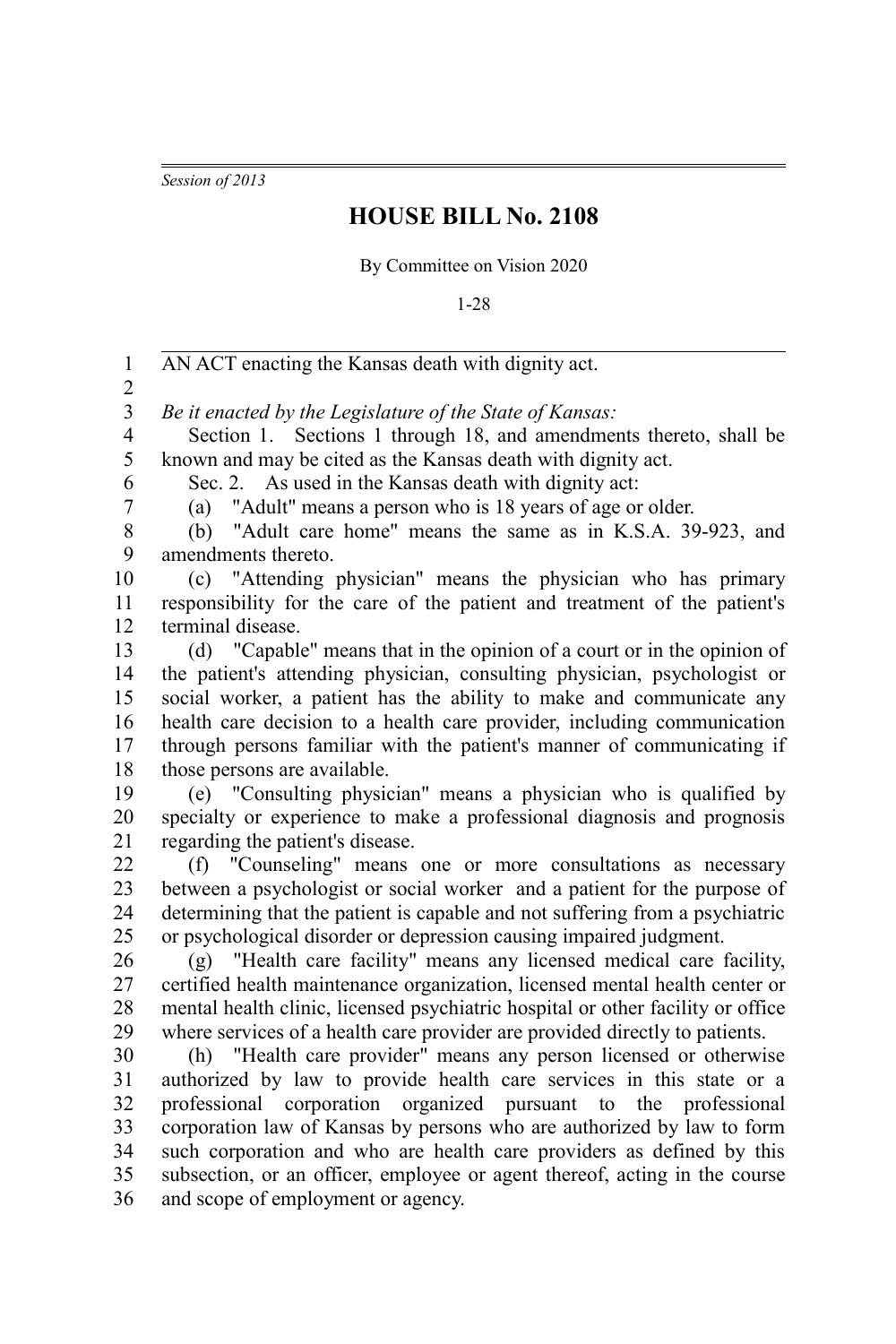*Session of 2013*

# HOUSE BILL No. 2108

By Committee on Vision 2020

1-28

AN ACT enacting the Kansas death with dignity act.

*Be it enacted by the Legislature of the State of Kansas:*

Section 1. Sections 1 through 18, and amendments thereto, shall be known and may be cited as the Kansas death with dignity act.

Sec. 2. As used in the Kansas death with dignity act:

(a) "Adult" means a person who is 18 years of age or older.

(b) "Adult care home" means the same as in K.S.A. 39-923, and amendments thereto.

(c) "Attending physician" means the physician who has primary responsibility for the care of the patient and treatment of the patient's terminal disease.

(d) "Capable" means that in the opinion of a court or in the opinion of the patient's attending physician, consulting physician, psychologist or social worker, a patient has the ability to make and communicate any health care decision to a health care provider, including communication through persons familiar with the patient's manner of communicating if those persons are available.

(e) "Consulting physician" means a physician who is qualified by specialty or experience to make a professional diagnosis and prognosis regarding the patient's disease.

(f) "Counseling" means one or more consultations as necessary between a psychologist or social worker and a patient for the purpose of determining that the patient is capable and not suffering from a psychiatric or psychological disorder or depression causing impaired judgment.

(g) "Health care facility" means any licensed medical care facility, certified health maintenance organization, licensed mental health center or mental health clinic, licensed psychiatric hospital or other facility or office where services of a health care provider are provided directly to patients.

(h) "Health care provider" means any person licensed or otherwise authorized by law to provide health care services in this state or a professional corporation organized pursuant to the professional corporation law of Kansas by persons who are authorized by law to form such corporation and who are health care providers as defined by this subsection, or an officer, employee or agent thereof, acting in the course and scope of employment or agency.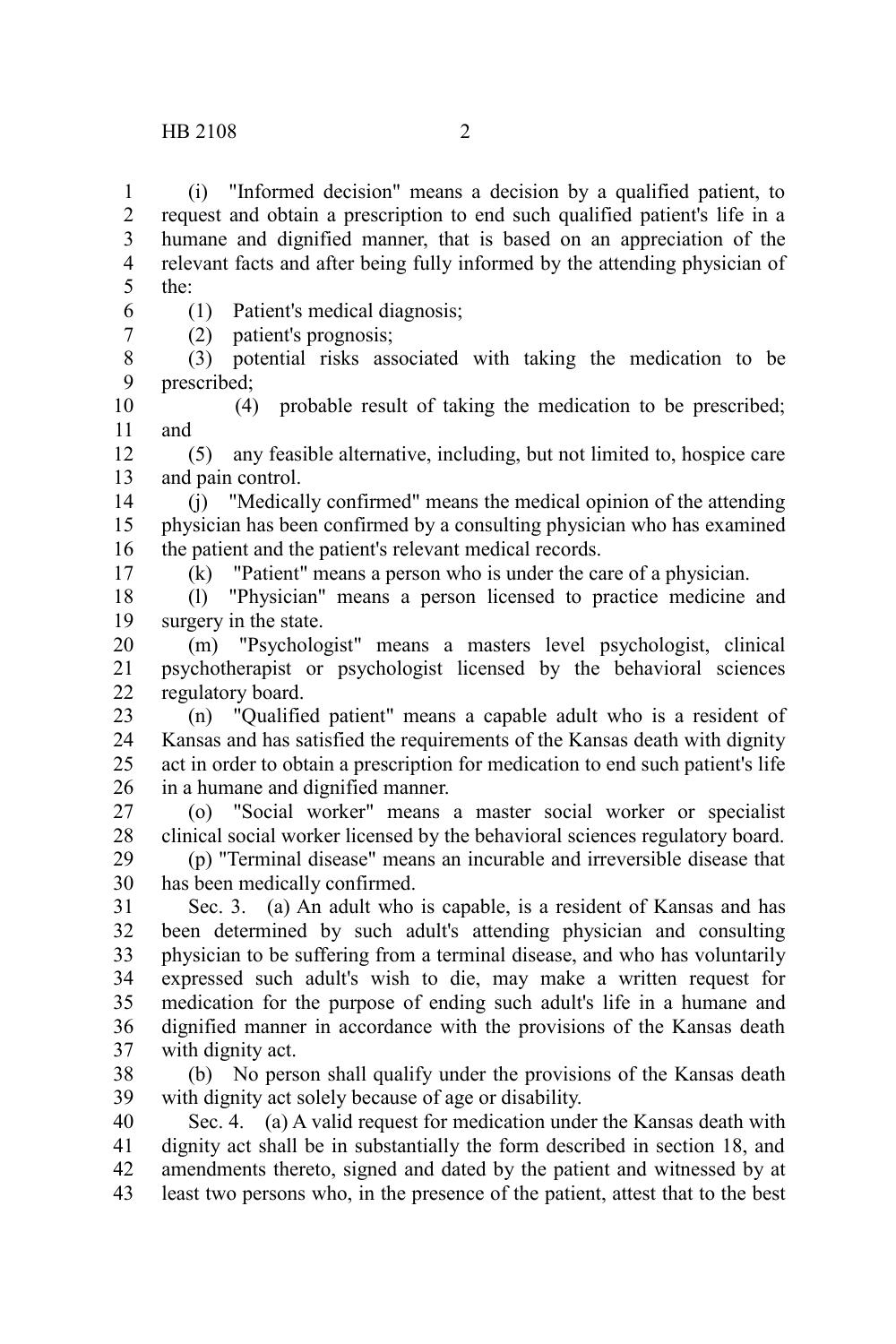(i) "Informed decision" means a decision by a qualified patient, to request and obtain a prescription to end such qualified patient's life in a humane and dignified manner, that is based on an appreciation of the relevant facts and after being fully informed by the attending physician of the:

(1) Patient's medical diagnosis;

(2) patient's prognosis;

(3) potential risks associated with taking the medication to be prescribed;

(4) probable result of taking the medication to be prescribed; and

(5) any feasible alternative, including, but not limited to, hospice care and pain control.

(j) "Medically confirmed" means the medical opinion of the attending physician has been confirmed by a consulting physician who has examined the patient and the patient's relevant medical records.

(k) "Patient" means a person who is under the care of a physician.

(l) "Physician" means a person licensed to practice medicine and surgery in the state.

(m) "Psychologist" means a masters level psychologist, clinical psychotherapist or psychologist licensed by the behavioral sciences regulatory board.

(n) "Qualified patient" means a capable adult who is a resident of Kansas and has satisfied the requirements of the Kansas death with dignity act in order to obtain a prescription for medication to end such patient's life in a humane and dignified manner.

(o) "Social worker" means a master social worker or specialist clinical social worker licensed by the behavioral sciences regulatory board.

(p) "Terminal disease" means an incurable and irreversible disease that has been medically confirmed.

Sec. 3. (a) An adult who is capable, is a resident of Kansas and has been determined by such adult's attending physician and consulting physician to be suffering from a terminal disease, and who has voluntarily expressed such adult's wish to die, may make a written request for medication for the purpose of ending such adult's life in a humane and dignified manner in accordance with the provisions of the Kansas death with dignity act.

(b) No person shall qualify under the provisions of the Kansas death with dignity act solely because of age or disability.

Sec. 4. (a) A valid request for medication under the Kansas death with dignity act shall be in substantially the form described in section 18, and amendments thereto, signed and dated by the patient and witnessed by at least two persons who, in the presence of the patient, attest that to the best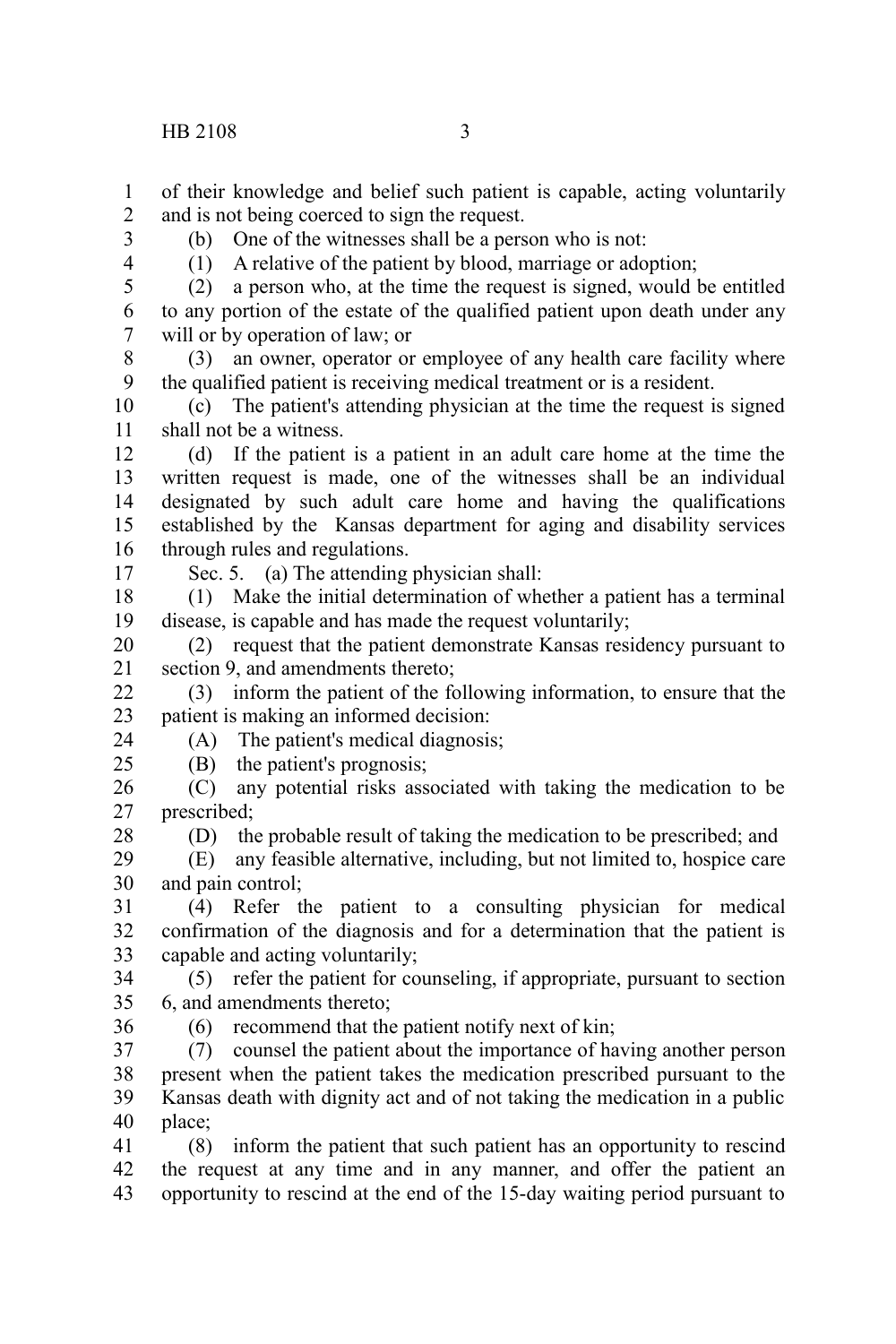of their knowledge and belief such patient is capable, acting voluntarily and is not being coerced to sign the request.

(b) One of the witnesses shall be a person who is not:

(1) A relative of the patient by blood, marriage or adoption;

(2) a person who, at the time the request is signed, would be entitled to any portion of the estate of the qualified patient upon death under any will or by operation of law; or

(3) an owner, operator or employee of any health care facility where the qualified patient is receiving medical treatment or is a resident.

(c) The patient's attending physician at the time the request is signed shall not be a witness.

(d) If the patient is a patient in an adult care home at the time the written request is made, one of the witnesses shall be an individual designated by such adult care home and having the qualifications established by the Kansas department for aging and disability services through rules and regulations.

Sec. 5. (a) The attending physician shall:

(1) Make the initial determination of whether a patient has a terminal disease, is capable and has made the request voluntarily;

(2) request that the patient demonstrate Kansas residency pursuant to section 9, and amendments thereto;

(3) inform the patient of the following information, to ensure that the patient is making an informed decision:

(A) The patient's medical diagnosis;

(B) the patient's prognosis;

(C) any potential risks associated with taking the medication to be prescribed;

(D) the probable result of taking the medication to be prescribed; and

(E) any feasible alternative, including, but not limited to, hospice care and pain control;

(4) Refer the patient to a consulting physician for medical confirmation of the diagnosis and for a determination that the patient is capable and acting voluntarily;

(5) refer the patient for counseling, if appropriate, pursuant to section 6, and amendments thereto;

(6) recommend that the patient notify next of kin;

(7) counsel the patient about the importance of having another person present when the patient takes the medication prescribed pursuant to the Kansas death with dignity act and of not taking the medication in a public place;

(8) inform the patient that such patient has an opportunity to rescind the request at any time and in any manner, and offer the patient an opportunity to rescind at the end of the 15-day waiting period pursuant to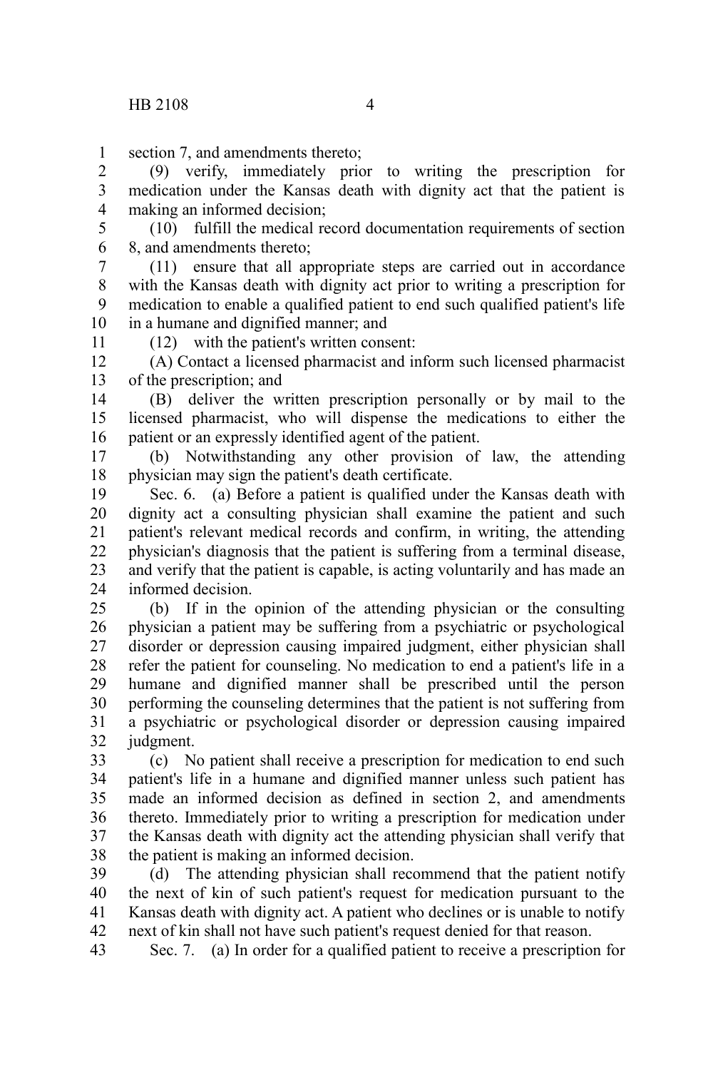section 7, and amendments thereto;

(9) verify, immediately prior to writing the prescription for medication under the Kansas death with dignity act that the patient is making an informed decision;

(10) fulfill the medical record documentation requirements of section 8, and amendments thereto;

(11) ensure that all appropriate steps are carried out in accordance with the Kansas death with dignity act prior to writing a prescription for medication to enable a qualified patient to end such qualified patient's life in a humane and dignified manner; and

(12) with the patient's written consent:

(A) Contact a licensed pharmacist and inform such licensed pharmacist of the prescription; and

(B) deliver the written prescription personally or by mail to the licensed pharmacist, who will dispense the medications to either the patient or an expressly identified agent of the patient.

(b) Notwithstanding any other provision of law, the attending physician may sign the patient's death certificate.

Sec. 6. (a) Before a patient is qualified under the Kansas death with dignity act a consulting physician shall examine the patient and such patient's relevant medical records and confirm, in writing, the attending physician's diagnosis that the patient is suffering from a terminal disease, and verify that the patient is capable, is acting voluntarily and has made an informed decision.

(b) If in the opinion of the attending physician or the consulting physician a patient may be suffering from a psychiatric or psychological disorder or depression causing impaired judgment, either physician shall refer the patient for counseling. No medication to end a patient's life in a humane and dignified manner shall be prescribed until the person performing the counseling determines that the patient is not suffering from a psychiatric or psychological disorder or depression causing impaired judgment.

(c) No patient shall receive a prescription for medication to end such patient's life in a humane and dignified manner unless such patient has made an informed decision as defined in section 2, and amendments thereto. Immediately prior to writing a prescription for medication under the Kansas death with dignity act the attending physician shall verify that the patient is making an informed decision.

(d) The attending physician shall recommend that the patient notify the next of kin of such patient's request for medication pursuant to the Kansas death with dignity act. A patient who declines or is unable to notify next of kin shall not have such patient's request denied for that reason.

Sec. 7. (a) In order for a qualified patient to receive a prescription for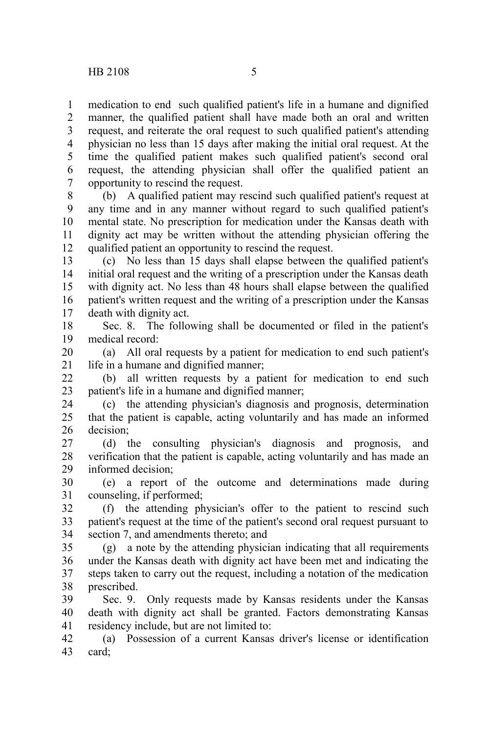medication to end such qualified patient's life in a humane and dignified manner, the qualified patient shall have made both an oral and written request, and reiterate the oral request to such qualified patient's attending physician no less than 15 days after making the initial oral request. At the time the qualified patient makes such qualified patient's second oral request, the attending physician shall offer the qualified patient an opportunity to rescind the request.

(b) A qualified patient may rescind such qualified patient's request at any time and in any manner without regard to such qualified patient's mental state. No prescription for medication under the Kansas death with dignity act may be written without the attending physician offering the qualified patient an opportunity to rescind the request.

(c) No less than 15 days shall elapse between the qualified patient's initial oral request and the writing of a prescription under the Kansas death with dignity act. No less than 48 hours shall elapse between the qualified patient's written request and the writing of a prescription under the Kansas death with dignity act.

Sec. 8. The following shall be documented or filed in the patient's medical record:

(a) All oral requests by a patient for medication to end such patient's life in a humane and dignified manner;

(b) all written requests by a patient for medication to end such patient's life in a humane and dignified manner;

(c) the attending physician's diagnosis and prognosis, determination that the patient is capable, acting voluntarily and has made an informed decision;

(d) the consulting physician's diagnosis and prognosis, and verification that the patient is capable, acting voluntarily and has made an informed decision;

(e) a report of the outcome and determinations made during counseling, if performed;

(f) the attending physician's offer to the patient to rescind such patient's request at the time of the patient's second oral request pursuant to section 7, and amendments thereto; and

(g) a note by the attending physician indicating that all requirements under the Kansas death with dignity act have been met and indicating the steps taken to carry out the request, including a notation of the medication prescribed.

Sec. 9. Only requests made by Kansas residents under the Kansas death with dignity act shall be granted. Factors demonstrating Kansas residency include, but are not limited to:

(a) Possession of a current Kansas driver's license or identification card;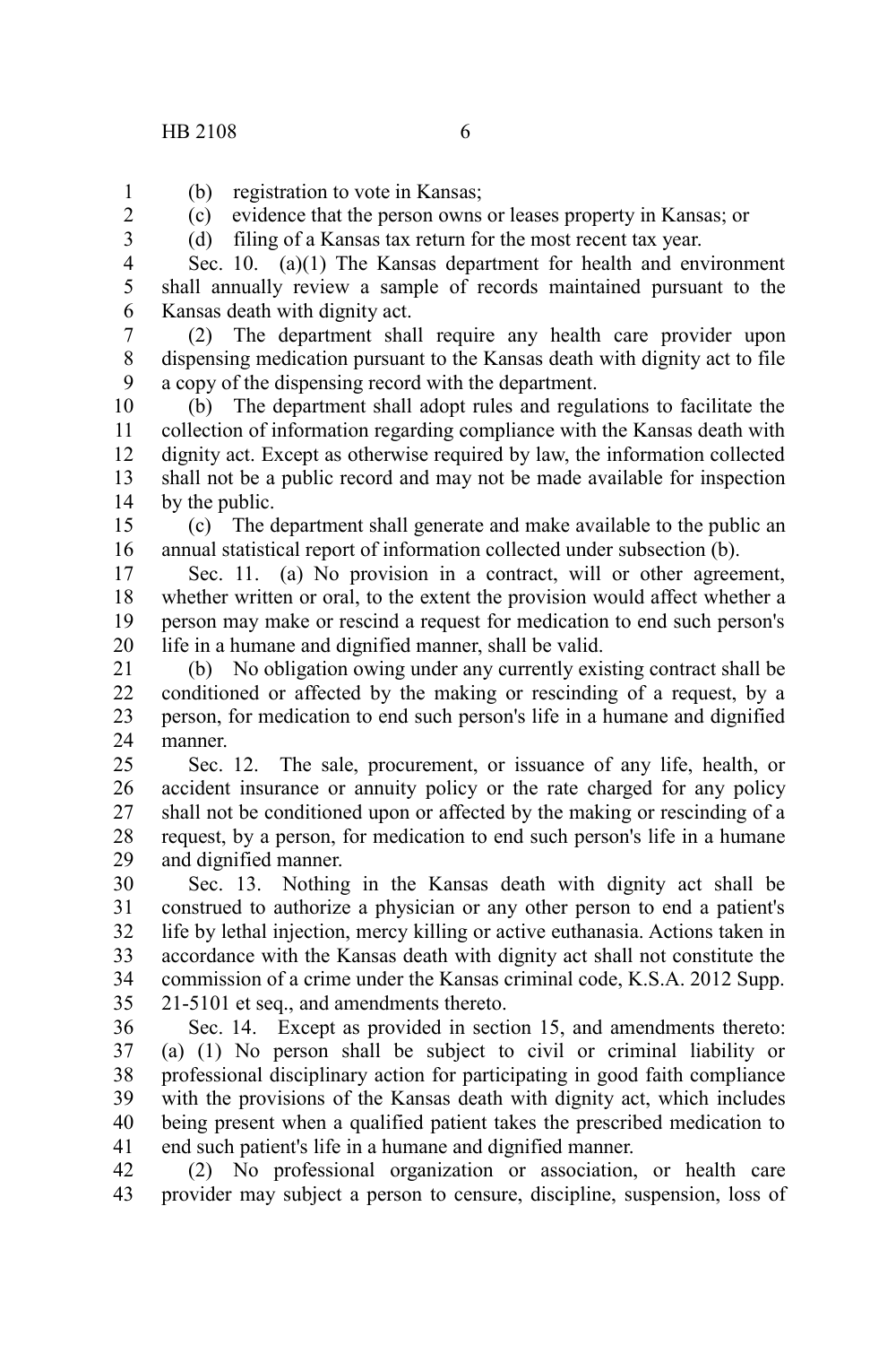(b) registration to vote in Kansas;

(c) evidence that the person owns or leases property in Kansas; or

(d) filing of a Kansas tax return for the most recent tax year.

Sec. 10. (a)(1) The Kansas department for health and environment shall annually review a sample of records maintained pursuant to the Kansas death with dignity act.

(2) The department shall require any health care provider upon dispensing medication pursuant to the Kansas death with dignity act to file a copy of the dispensing record with the department.

(b) The department shall adopt rules and regulations to facilitate the collection of information regarding compliance with the Kansas death with dignity act. Except as otherwise required by law, the information collected shall not be a public record and may not be made available for inspection by the public.

(c) The department shall generate and make available to the public an annual statistical report of information collected under subsection (b).

Sec. 11. (a) No provision in a contract, will or other agreement, whether written or oral, to the extent the provision would affect whether a person may make or rescind a request for medication to end such person's life in a humane and dignified manner, shall be valid.

(b) No obligation owing under any currently existing contract shall be conditioned or affected by the making or rescinding of a request, by a person, for medication to end such person's life in a humane and dignified manner.

Sec. 12. The sale, procurement, or issuance of any life, health, or accident insurance or annuity policy or the rate charged for any policy shall not be conditioned upon or affected by the making or rescinding of a request, by a person, for medication to end such person's life in a humane and dignified manner.

Sec. 13. Nothing in the Kansas death with dignity act shall be construed to authorize a physician or any other person to end a patient's life by lethal injection, mercy killing or active euthanasia. Actions taken in accordance with the Kansas death with dignity act shall not constitute the commission of a crime under the Kansas criminal code, K.S.A. 2012 Supp. 21-5101 et seq., and amendments thereto.

Sec. 14. Except as provided in section 15, and amendments thereto: (a) (1) No person shall be subject to civil or criminal liability or professional disciplinary action for participating in good faith compliance with the provisions of the Kansas death with dignity act, which includes being present when a qualified patient takes the prescribed medication to end such patient's life in a humane and dignified manner.

(2) No professional organization or association, or health care provider may subject a person to censure, discipline, suspension, loss of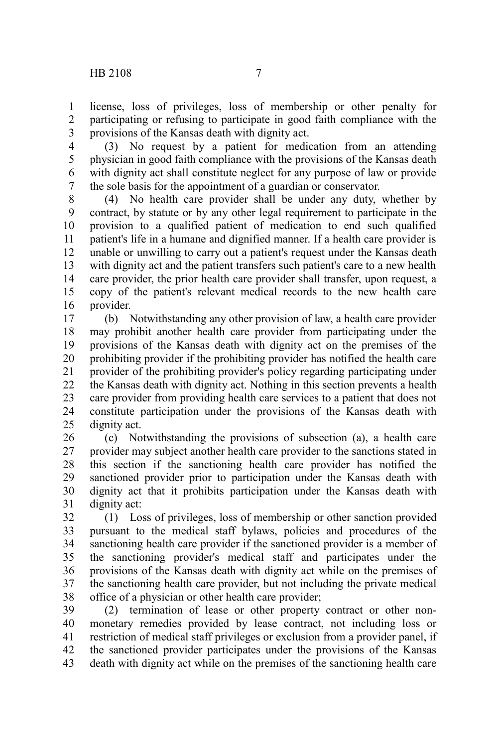license, loss of privileges, loss of membership or other penalty for participating or refusing to participate in good faith compliance with the provisions of the Kansas death with dignity act.

(3) No request by a patient for medication from an attending physician in good faith compliance with the provisions of the Kansas death with dignity act shall constitute neglect for any purpose of law or provide the sole basis for the appointment of a guardian or conservator.

(4) No health care provider shall be under any duty, whether by contract, by statute or by any other legal requirement to participate in the provision to a qualified patient of medication to end such qualified patient's life in a humane and dignified manner. If a health care provider is unable or unwilling to carry out a patient's request under the Kansas death with dignity act and the patient transfers such patient's care to a new health care provider, the prior health care provider shall transfer, upon request, a copy of the patient's relevant medical records to the new health care provider.

(b) Notwithstanding any other provision of law, a health care provider may prohibit another health care provider from participating under the provisions of the Kansas death with dignity act on the premises of the prohibiting provider if the prohibiting provider has notified the health care provider of the prohibiting provider's policy regarding participating under the Kansas death with dignity act. Nothing in this section prevents a health care provider from providing health care services to a patient that does not constitute participation under the provisions of the Kansas death with dignity act.

(c) Notwithstanding the provisions of subsection (a), a health care provider may subject another health care provider to the sanctions stated in this section if the sanctioning health care provider has notified the sanctioned provider prior to participation under the Kansas death with dignity act that it prohibits participation under the Kansas death with dignity act:

(1) Loss of privileges, loss of membership or other sanction provided pursuant to the medical staff bylaws, policies and procedures of the sanctioning health care provider if the sanctioned provider is a member of the sanctioning provider's medical staff and participates under the provisions of the Kansas death with dignity act while on the premises of the sanctioning health care provider, but not including the private medical office of a physician or other health care provider;

(2) termination of lease or other property contract or other non-monetary remedies provided by lease contract, not including loss or restriction of medical staff privileges or exclusion from a provider panel, if the sanctioned provider participates under the provisions of the Kansas death with dignity act while on the premises of the sanctioning health care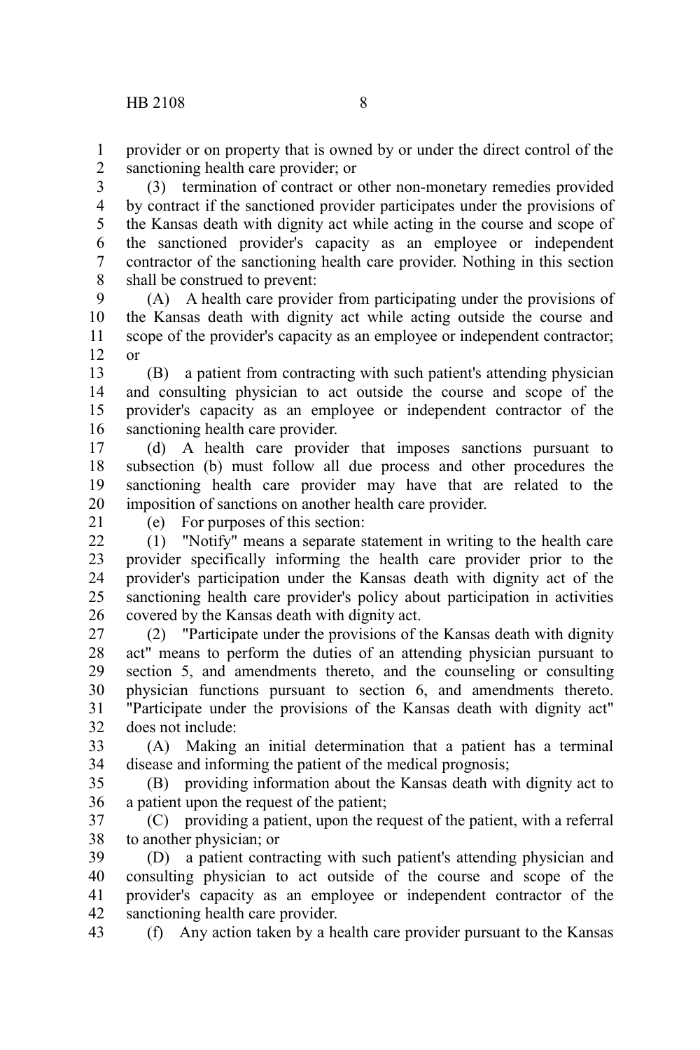provider or on property that is owned by or under the direct control of the sanctioning health care provider; or

(3) termination of contract or other non-monetary remedies provided by contract if the sanctioned provider participates under the provisions of the Kansas death with dignity act while acting in the course and scope of the sanctioned provider's capacity as an employee or independent contractor of the sanctioning health care provider. Nothing in this section shall be construed to prevent:

(A) A health care provider from participating under the provisions of the Kansas death with dignity act while acting outside the course and scope of the provider's capacity as an employee or independent contractor; or

(B) a patient from contracting with such patient's attending physician and consulting physician to act outside the course and scope of the provider's capacity as an employee or independent contractor of the sanctioning health care provider.

(d) A health care provider that imposes sanctions pursuant to subsection (b) must follow all due process and other procedures the sanctioning health care provider may have that are related to the imposition of sanctions on another health care provider.

(e) For purposes of this section:

(1) "Notify" means a separate statement in writing to the health care provider specifically informing the health care provider prior to the provider's participation under the Kansas death with dignity act of the sanctioning health care provider's policy about participation in activities covered by the Kansas death with dignity act.

(2) "Participate under the provisions of the Kansas death with dignity act" means to perform the duties of an attending physician pursuant to section 5, and amendments thereto, and the counseling or consulting physician functions pursuant to section 6, and amendments thereto. "Participate under the provisions of the Kansas death with dignity act" does not include:

(A) Making an initial determination that a patient has a terminal disease and informing the patient of the medical prognosis;

(B) providing information about the Kansas death with dignity act to a patient upon the request of the patient;

(C) providing a patient, upon the request of the patient, with a referral to another physician; or

(D) a patient contracting with such patient's attending physician and consulting physician to act outside of the course and scope of the provider's capacity as an employee or independent contractor of the sanctioning health care provider.

(f) Any action taken by a health care provider pursuant to the Kansas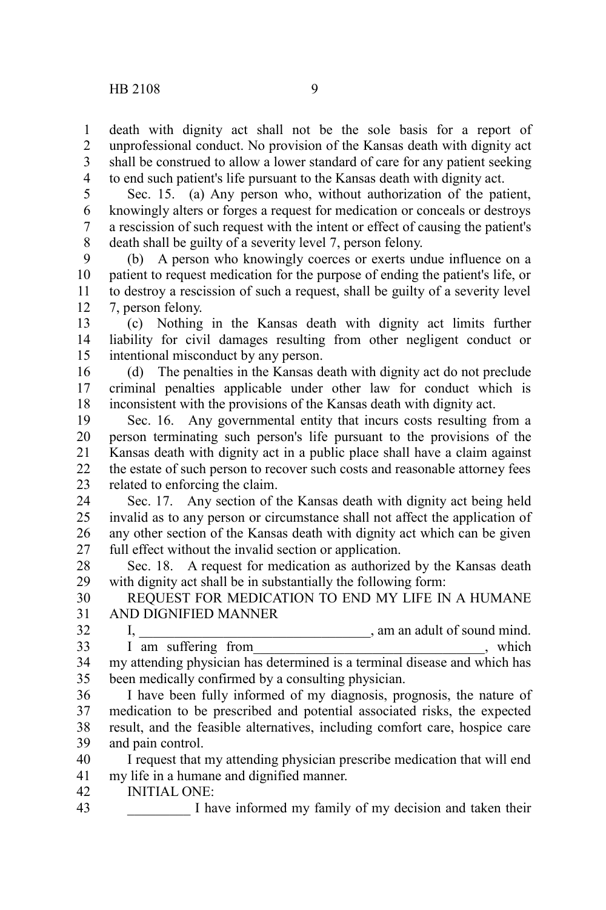death with dignity act shall not be the sole basis for a report of unprofessional conduct. No provision of the Kansas death with dignity act shall be construed to allow a lower standard of care for any patient seeking to end such patient's life pursuant to the Kansas death with dignity act.

Sec. 15. (a) Any person who, without authorization of the patient, knowingly alters or forges a request for medication or conceals or destroys a rescission of such request with the intent or effect of causing the patient's death shall be guilty of a severity level 7, person felony.

(b) A person who knowingly coerces or exerts undue influence on a patient to request medication for the purpose of ending the patient's life, or to destroy a rescission of such a request, shall be guilty of a severity level 7, person felony.

(c) Nothing in the Kansas death with dignity act limits further liability for civil damages resulting from other negligent conduct or intentional misconduct by any person.

(d) The penalties in the Kansas death with dignity act do not preclude criminal penalties applicable under other law for conduct which is inconsistent with the provisions of the Kansas death with dignity act.

Sec. 16. Any governmental entity that incurs costs resulting from a person terminating such person's life pursuant to the provisions of the Kansas death with dignity act in a public place shall have a claim against the estate of such person to recover such costs and reasonable attorney fees related to enforcing the claim.

Sec. 17. Any section of the Kansas death with dignity act being held invalid as to any person or circumstance shall not affect the application of any other section of the Kansas death with dignity act which can be given full effect without the invalid section or application.

Sec. 18. A request for medication as authorized by the Kansas death with dignity act shall be in substantially the following form:

REQUEST FOR MEDICATION TO END MY LIFE IN A HUMANE AND DIGNIFIED MANNER

I, \_\_\_\_\_\_\_\_\_\_\_\_\_\_\_\_\_\_\_\_\_\_\_\_\_\_\_\_\_\_\_\_\_\_, am an adult of sound mind.

I am suffering from\_\_\_\_\_\_\_\_\_\_\_\_\_\_\_\_\_\_\_\_\_\_\_\_\_\_\_\_\_\_\_\_\_\_, which my attending physician has determined is a terminal disease and which has been medically confirmed by a consulting physician.

I have been fully informed of my diagnosis, prognosis, the nature of medication to be prescribed and potential associated risks, the expected result, and the feasible alternatives, including comfort care, hospice care and pain control.

I request that my attending physician prescribe medication that will end my life in a humane and dignified manner.

INITIAL ONE:

\_\_\_\_\_\_\_\_\_ I have informed my family of my decision and taken their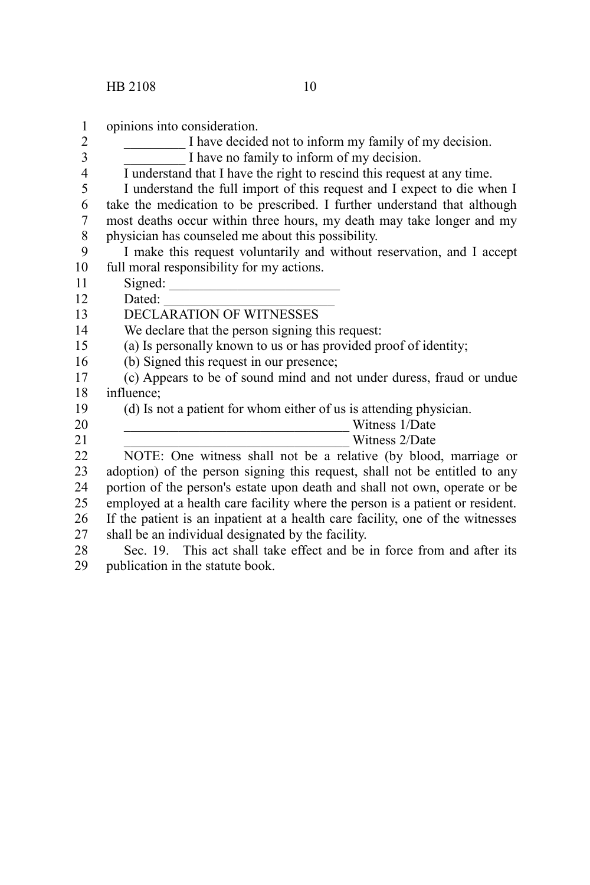opinions into consideration.

_________ I have decided not to inform my family of my decision.

_________ I have no family to inform of my decision.

I understand that I have the right to rescind this request at any time.

I understand the full import of this request and I expect to die when I take the medication to be prescribed. I further understand that although most deaths occur within three hours, my death may take longer and my physician has counseled me about this possibility.

I make this request voluntarily and without reservation, and I accept full moral responsibility for my actions.

Signed: _________________________

Dated: _________________________

DECLARATION OF WITNESSES

We declare that the person signing this request:

(a) Is personally known to us or has provided proof of identity;

(b) Signed this request in our presence;

(c) Appears to be of sound mind and not under duress, fraud or undue influence;

(d) Is not a patient for whom either of us is attending physician.

__________________________________ Witness 1/Date

__________________________________ Witness 2/Date

NOTE: One witness shall not be a relative (by blood, marriage or adoption) of the person signing this request, shall not be entitled to any portion of the person's estate upon death and shall not own, operate or be employed at a health care facility where the person is a patient or resident. If the patient is an inpatient at a health care facility, one of the witnesses shall be an individual designated by the facility.

Sec. 19. This act shall take effect and be in force from and after its publication in the statute book.